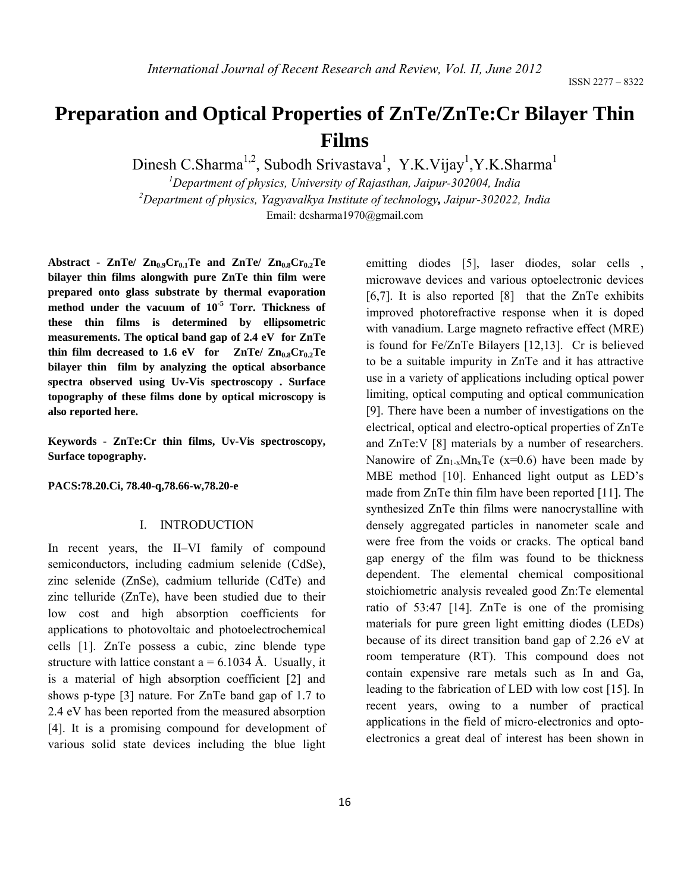# Preparation and Optical Properties of ZnTe/ZnTe:Cr Bilayer Thin Films

Dinesh C.Sharma[1,2], Subodh Srivastava[1], Y.K.Vijay[1], Y.K.Sharma[1]

[1]*Department of physics, University of Rajasthan, Jaipur-302004, India*

[2]*Department of physics, Yagyavalkya Institute of technology, Jaipur-302022, India*

Email: dcsharma1970@gmail.com

**Abstract - ZnTe/ $Zn_{0.9}Cr_{0.1}Te$ and ZnTe/ $Zn_{0.8}Cr_{0.2}Te$ bilayer thin films alongwith pure ZnTe thin film were prepared onto glass substrate by thermal evaporation method under the vacuum of $10^{-5}$ Torr. Thickness of these thin films is determined by ellipsometric measurements. The optical band gap of 2.4 eV for ZnTe thin film decreased to 1.6 eV for ZnTe/ $Zn_{0.8}Cr_{0.2}Te$ bilayer thin film by analyzing the optical absorbance spectra observed using Uv-Vis spectroscopy . Surface topography of these films done by optical microscopy is also reported here.**

**Keywords - ZnTe:Cr thin films, Uv-Vis spectroscopy, Surface topography.**

**PACS:78.20.Ci, 78.40-q,78.66-w,78.20-e**

## I. INTRODUCTION

In recent years, the II–VI family of compound semiconductors, including cadmium selenide (CdSe), zinc selenide (ZnSe), cadmium telluride (CdTe) and zinc telluride (ZnTe), have been studied due to their low cost and high absorption coefficients for applications to photovoltaic and photoelectrochemical cells [1]. ZnTe possess a cubic, zinc blende type structure with lattice constant a = 6.1034 Å. Usually, it is a material of high absorption coefficient [2] and shows p-type [3] nature. For ZnTe band gap of 1.7 to 2.4 eV has been reported from the measured absorption [4]. It is a promising compound for development of various solid state devices including the blue light emitting diodes [5], laser diodes, solar cells , microwave devices and various optoelectronic devices [6,7]. It is also reported [8] that the ZnTe exhibits improved photorefractive response when it is doped with vanadium. Large magneto refractive effect (MRE) is found for Fe/ZnTe Bilayers [12,13]. Cr is believed to be a suitable impurity in ZnTe and it has attractive use in a variety of applications including optical power limiting, optical computing and optical communication [9]. There have been a number of investigations on the electrical, optical and electro-optical properties of ZnTe and ZnTe:V [8] materials by a number of researchers. Nanowire of $Zn_{1-x}Mn_xTe$ (x=0.6) have been made by MBE method [10]. Enhanced light output as LED's made from ZnTe thin film have been reported [11]. The synthesized ZnTe thin films were nanocrystalline with densely aggregated particles in nanometer scale and were free from the voids or cracks. The optical band gap energy of the film was found to be thickness dependent. The elemental chemical compositional stoichiometric analysis revealed good Zn:Te elemental ratio of 53:47 [14]. ZnTe is one of the promising materials for pure green light emitting diodes (LEDs) because of its direct transition band gap of 2.26 eV at room temperature (RT). This compound does not contain expensive rare metals such as In and Ga, leading to the fabrication of LED with low cost [15]. In recent years, owing to a number of practical applications in the field of micro-electronics and opto-electronics a great deal of interest has been shown in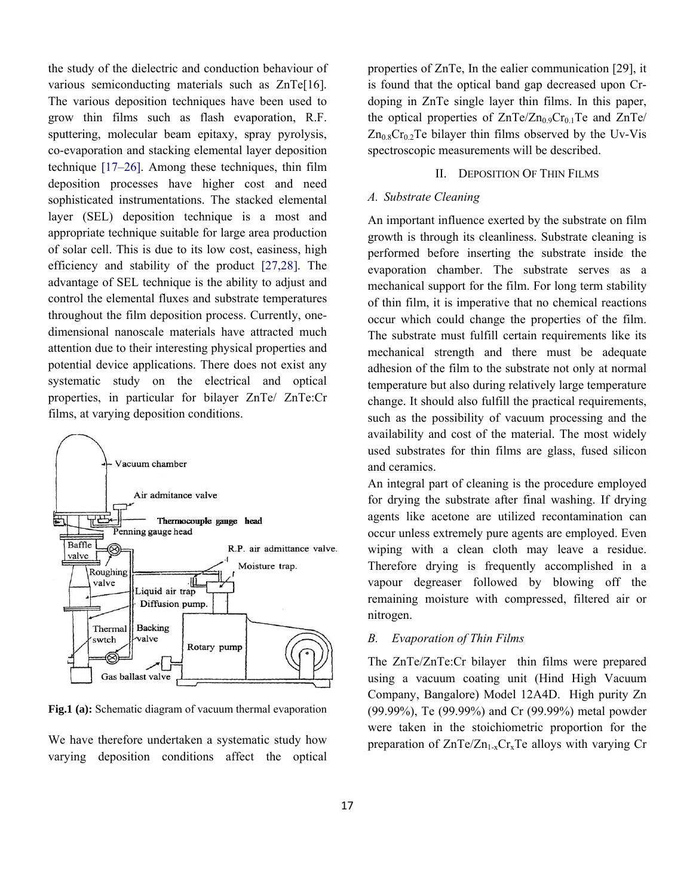the study of the dielectric and conduction behaviour of various semiconducting materials such as ZnTe[16]. The various deposition techniques have been used to grow thin films such as flash evaporation, R.F. sputtering, molecular beam epitaxy, spray pyrolysis, co-evaporation and stacking elemental layer deposition technique [17–26]. Among these techniques, thin film deposition processes have higher cost and need sophisticated instrumentations. The stacked elemental layer (SEL) deposition technique is a most and appropriate technique suitable for large area production of solar cell. This is due to its low cost, easiness, high efficiency and stability of the product [27,28]. The advantage of SEL technique is the ability to adjust and control the elemental fluxes and substrate temperatures throughout the film deposition process. Currently, one-dimensional nanoscale materials have attracted much attention due to their interesting physical properties and potential device applications. There does not exist any systematic study on the electrical and optical properties, in particular for bilayer ZnTe/ ZnTe:Cr films, at varying deposition conditions.

**Fig.1 (a):** Schematic diagram of vacuum thermal evaporation

We have therefore undertaken a systematic study how varying deposition conditions affect the optical properties of ZnTe, In the ealier communication [29], it is found that the optical band gap decreased upon Cr-doping in ZnTe single layer thin films. In this paper, the optical properties of ZnTe/$Zn_{0.9}Cr_{0.1}Te$ and ZnTe/ $Zn_{0.8}Cr_{0.2}Te$ bilayer thin films observed by the Uv-Vis spectroscopic measurements will be described.

## II. Deposition Of Thin Films

### *A. Substrate Cleaning*

An important influence exerted by the substrate on film growth is through its cleanliness. Substrate cleaning is performed before inserting the substrate inside the evaporation chamber. The substrate serves as a mechanical support for the film. For long term stability of thin film, it is imperative that no chemical reactions occur which could change the properties of the film. The substrate must fulfill certain requirements like its mechanical strength and there must be adequate adhesion of the film to the substrate not only at normal temperature but also during relatively large temperature change. It should also fulfill the practical requirements, such as the possibility of vacuum processing and the availability and cost of the material. The most widely used substrates for thin films are glass, fused silicon and ceramics.

An integral part of cleaning is the procedure employed for drying the substrate after final washing. If drying agents like acetone are utilized recontamination can occur unless extremely pure agents are employed. Even wiping with a clean cloth may leave a residue. Therefore drying is frequently accomplished in a vapour degreaser followed by blowing off the remaining moisture with compressed, filtered air or nitrogen.

### *B. Evaporation of Thin Films*

The ZnTe/ZnTe:Cr bilayer thin films were prepared using a vacuum coating unit (Hind High Vacuum Company, Bangalore) Model 12A4D. High purity Zn (99.99%), Te (99.99%) and Cr (99.99%) metal powder were taken in the stoichiometric proportion for the preparation of ZnTe/$Zn_{1-x}Cr_xTe$ alloys with varying Cr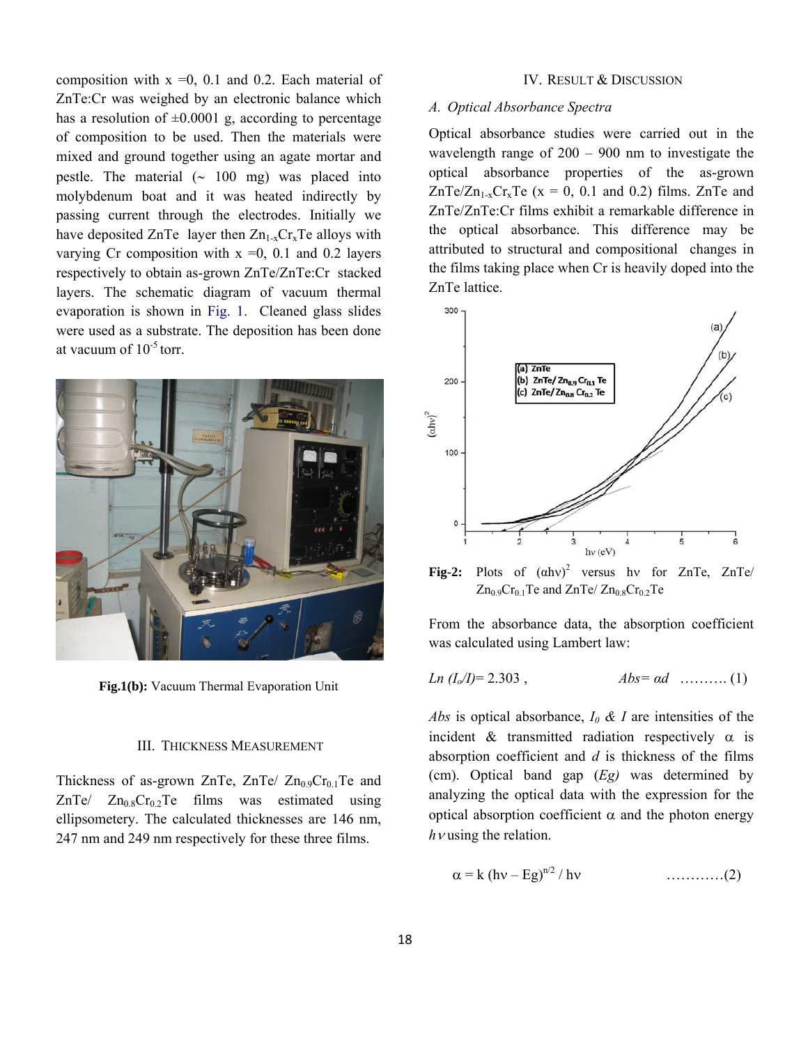composition with x =0, 0.1 and 0.2. Each material of ZnTe:Cr was weighed by an electronic balance which has a resolution of ±0.0001 g, according to percentage of composition to be used. Then the materials were mixed and ground together using an agate mortar and pestle. The material (~ 100 mg) was placed into molybdenum boat and it was heated indirectly by passing current through the electrodes. Initially we have deposited ZnTe layer then $Zn_{1-x}Cr_xTe$ alloys with varying Cr composition with x =0, 0.1 and 0.2 layers respectively to obtain as-grown ZnTe/ZnTe:Cr stacked layers. The schematic diagram of vacuum thermal evaporation is shown in Fig. 1. Cleaned glass slides were used as a substrate. The deposition has been done at vacuum of $10^{-5}$ torr.

**Fig.1(b):** Vacuum Thermal Evaporation Unit

## III. Thickness Measurement

Thickness of as-grown ZnTe, ZnTe/ $Zn_{0.9}Cr_{0.1}Te$ and ZnTe/ $Zn_{0.8}Cr_{0.2}Te$ films was estimated using ellipsometery. The calculated thicknesses are 146 nm, 247 nm and 249 nm respectively for these three films.

## IV. Result & Discussion

### A. Optical Absorbance Spectra

Optical absorbance studies were carried out in the wavelength range of 200 – 900 nm to investigate the optical absorbance properties of the as-grown ZnTe/$Zn_{1-x}Cr_xTe$ (x = 0, 0.1 and 0.2) films. ZnTe and ZnTe/ZnTe:Cr films exhibit a remarkable difference in the optical absorbance. This difference may be attributed to structural and compositional changes in the films taking place when Cr is heavily doped into the ZnTe lattice.

**Fig-2:** Plots of $(\alpha h\nu)^2$ versus hν for ZnTe, ZnTe/ $Zn_{0.9}Cr_{0.1}Te$ and ZnTe/ $Zn_{0.8}Cr_{0.2}Te$

From the absorbance data, the absorption coefficient was calculated using Lambert law:

$$Ln\ (I_o/I) = 2.303\ , \qquad Abs = \alpha d \quad \ldots\ldots\ldots (1)$$

*Abs* is optical absorbance, $I_0$ & $I$ are intensities of the incident & transmitted radiation respectively α is absorption coefficient and *d* is thickness of the films (cm). Optical band gap (*Eg*) was determined by analyzing the optical data with the expression for the optical absorption coefficient α and the photon energy $h\nu$ using the relation.

$$\alpha = k\,(h\nu - Eg)^{n/2} / h\nu \qquad \ldots\ldots\ldots\ldots(2)$$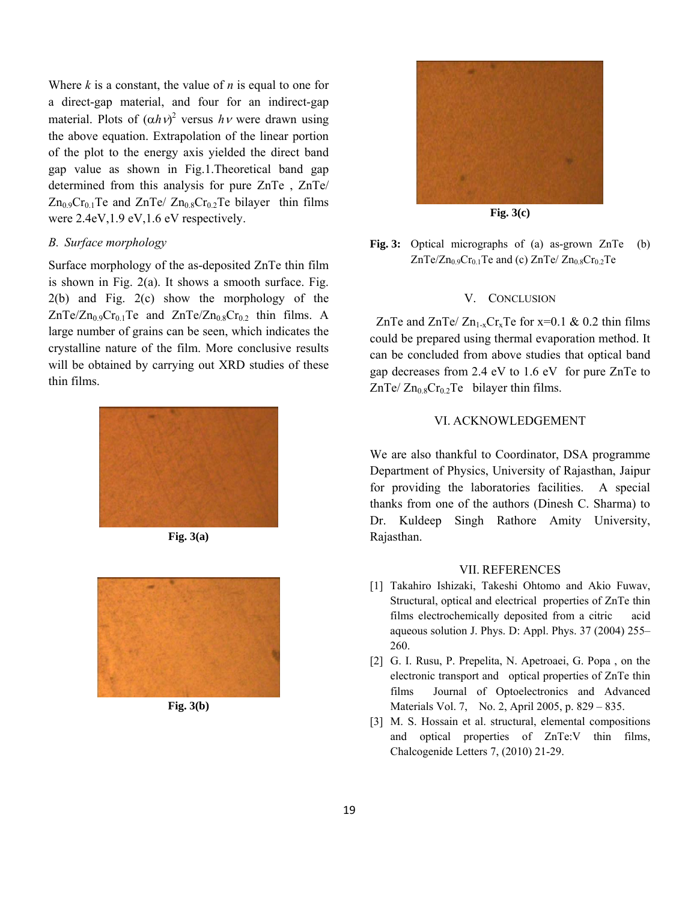Where $k$ is a constant, the value of $n$ is equal to one for a direct-gap material, and four for an indirect-gap material. Plots of $(\alpha h\nu)^2$ versus $h\nu$ were drawn using the above equation. Extrapolation of the linear portion of the plot to the energy axis yielded the direct band gap value as shown in Fig.1.Theoretical band gap determined from this analysis for pure ZnTe , ZnTe/ $Zn_{0.9}Cr_{0.1}Te$ and ZnTe/ $Zn_{0.8}Cr_{0.2}Te$ bilayer thin films were 2.4eV,1.9 eV,1.6 eV respectively.

### *B. Surface morphology*

Surface morphology of the as-deposited ZnTe thin film is shown in Fig. 2(a). It shows a smooth surface. Fig. 2(b) and Fig. 2(c) show the morphology of the ZnTe/$Zn_{0.9}Cr_{0.1}Te$ and ZnTe/$Zn_{0.8}Cr_{0.2}$ thin films. A large number of grains can be seen, which indicates the crystalline nature of the film. More conclusive results will be obtained by carrying out XRD studies of these thin films.

**Fig. 3(a)**

**Fig. 3(b)**

**Fig. 3(c)**

**Fig. 3:** Optical micrographs of (a) as-grown ZnTe (b) ZnTe/$Zn_{0.9}Cr_{0.1}Te$ and (c) ZnTe/ $Zn_{0.8}Cr_{0.2}Te$

## V. CONCLUSION

ZnTe and ZnTe/ $Zn_{1-x}Cr_xTe$ for x=0.1 & 0.2 thin films could be prepared using thermal evaporation method. It can be concluded from above studies that optical band gap decreases from 2.4 eV to 1.6 eV for pure ZnTe to ZnTe/ $Zn_{0.8}Cr_{0.2}Te$ bilayer thin films.

## VI. ACKNOWLEDGEMENT

We are also thankful to Coordinator, DSA programme Department of Physics, University of Rajasthan, Jaipur for providing the laboratories facilities. A special thanks from one of the authors (Dinesh C. Sharma) to Dr. Kuldeep Singh Rathore Amity University, Rajasthan.

## VII. REFERENCES

[1] Takahiro Ishizaki, Takeshi Ohtomo and Akio Fuwav, Structural, optical and electrical properties of ZnTe thin films electrochemically deposited from a citric acid aqueous solution J. Phys. D: Appl. Phys. 37 (2004) 255–260.

[2] G. I. Rusu, P. Prepelita, N. Apetroaei, G. Popa , on the electronic transport and optical properties of ZnTe thin films Journal of Optoelectronics and Advanced Materials Vol. 7, No. 2, April 2005, p. 829 – 835.

[3] M. S. Hossain et al. structural, elemental compositions and optical properties of ZnTe:V thin films, Chalcogenide Letters 7, (2010) 21-29.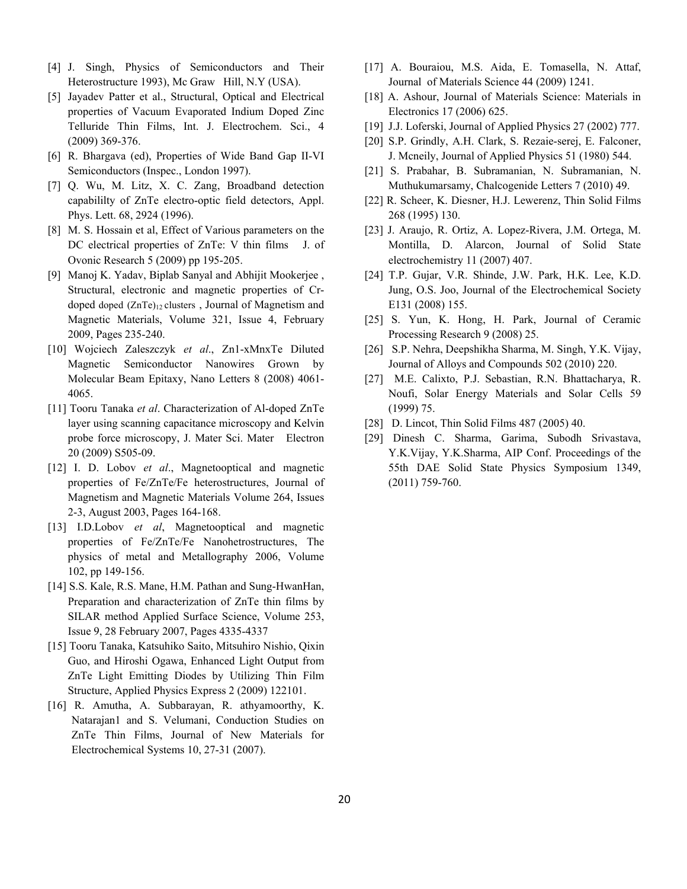[4] J. Singh, Physics of Semiconductors and Their Heterostructure 1993), Mc Graw Hill, N.Y (USA).

[5] Jayadev Patter et al., Structural, Optical and Electrical properties of Vacuum Evaporated Indium Doped Zinc Telluride Thin Films, Int. J. Electrochem. Sci., 4 (2009) 369-376.

[6] R. Bhargava (ed), Properties of Wide Band Gap II-VI Semiconductors (Inspec., London 1997).

[7] Q. Wu, M. Litz, X. C. Zang, Broadband detection capabililty of ZnTe electro-optic field detectors, Appl. Phys. Lett. 68, 2924 (1996).

[8] M. S. Hossain et al, Effect of Various parameters on the DC electrical properties of ZnTe: V thin films J. of Ovonic Research 5 (2009) pp 195-205.

[9] Manoj K. Yadav, Biplab Sanyal and Abhijit Mookerjee , Structural, electronic and magnetic properties of Cr-doped doped $(ZnTe)_{12}$ clusters , Journal of Magnetism and Magnetic Materials, Volume 321, Issue 4, February 2009, Pages 235-240.

[10] Wojciech Zaleszczyk *et al*., Zn1-xMnxTe Diluted Magnetic Semiconductor Nanowires Grown by Molecular Beam Epitaxy, Nano Letters 8 (2008) 4061-4065.

[11] Tooru Tanaka *et al*. Characterization of Al-doped ZnTe layer using scanning capacitance microscopy and Kelvin probe force microscopy, J. Mater Sci. Mater Electron 20 (2009) S505-09.

[12] I. D. Lobov *et al*., Magnetooptical and magnetic properties of Fe/ZnTe/Fe heterostructures, Journal of Magnetism and Magnetic Materials Volume 264, Issues 2-3, August 2003, Pages 164-168.

[13] I.D.Lobov *et al*, Magnetooptical and magnetic properties of Fe/ZnTe/Fe Nanohetrostructures, The physics of metal and Metallography 2006, Volume 102, pp 149-156.

[14] S.S. Kale, R.S. Mane, H.M. Pathan and Sung-HwanHan, Preparation and characterization of ZnTe thin films by SILAR method Applied Surface Science, Volume 253, Issue 9, 28 February 2007, Pages 4335-4337

[15] Tooru Tanaka, Katsuhiko Saito, Mitsuhiro Nishio, Qixin Guo, and Hiroshi Ogawa, Enhanced Light Output from ZnTe Light Emitting Diodes by Utilizing Thin Film Structure, Applied Physics Express 2 (2009) 122101.

[16] R. Amutha, A. Subbarayan, R. athyamoorthy, K. Natarajan1 and S. Velumani, Conduction Studies on ZnTe Thin Films, Journal of New Materials for Electrochemical Systems 10, 27-31 (2007).

[17] A. Bouraiou, M.S. Aida, E. Tomasella, N. Attaf, Journal of Materials Science 44 (2009) 1241.

[18] A. Ashour, Journal of Materials Science: Materials in Electronics 17 (2006) 625.

[19] J.J. Loferski, Journal of Applied Physics 27 (2002) 777.

[20] S.P. Grindly, A.H. Clark, S. Rezaie-serej, E. Falconer, J. Mcneily, Journal of Applied Physics 51 (1980) 544.

[21] S. Prabahar, B. Subramanian, N. Subramanian, N. Muthukumarsamy, Chalcogenide Letters 7 (2010) 49.

[22] R. Scheer, K. Diesner, H.J. Lewerenz, Thin Solid Films 268 (1995) 130.

[23] J. Araujo, R. Ortiz, A. Lopez-Rivera, J.M. Ortega, M. Montilla, D. Alarcon, Journal of Solid State electrochemistry 11 (2007) 407.

[24] T.P. Gujar, V.R. Shinde, J.W. Park, H.K. Lee, K.D. Jung, O.S. Joo, Journal of the Electrochemical Society E131 (2008) 155.

[25] S. Yun, K. Hong, H. Park, Journal of Ceramic Processing Research 9 (2008) 25.

[26] S.P. Nehra, Deepshikha Sharma, M. Singh, Y.K. Vijay, Journal of Alloys and Compounds 502 (2010) 220.

[27] M.E. Calixto, P.J. Sebastian, R.N. Bhattacharya, R. Noufi, Solar Energy Materials and Solar Cells 59 (1999) 75.

[28] D. Lincot, Thin Solid Films 487 (2005) 40.

[29] Dinesh C. Sharma, Garima, Subodh Srivastava, Y.K.Vijay, Y.K.Sharma, AIP Conf. Proceedings of the 55th DAE Solid State Physics Symposium 1349, (2011) 759-760.